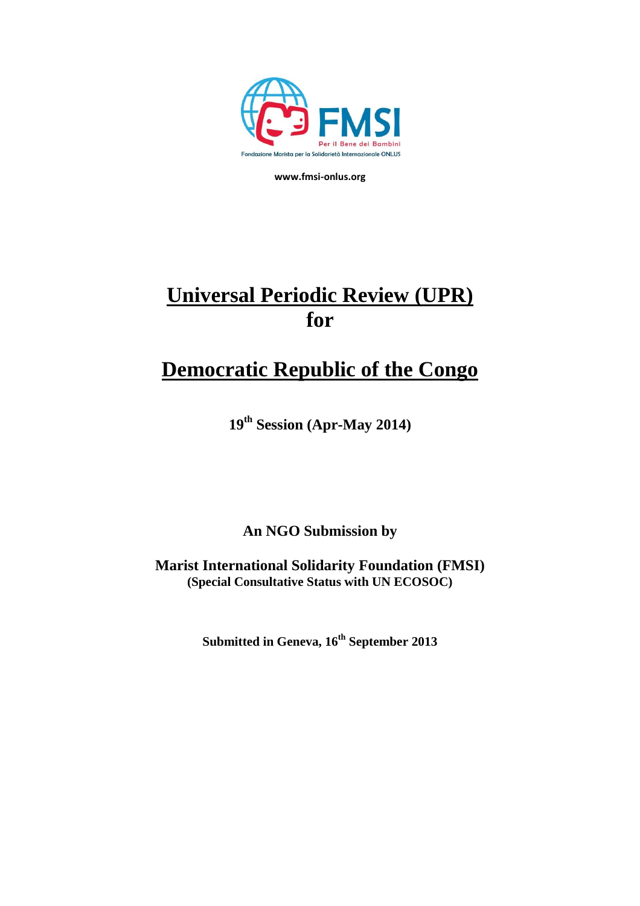FMSI

Per il Bene dei Bambini

Fondazione Marista per la Solidarietà Internazionale ONLUS

www.fmsi-onlus.org

# Universal Periodic Review (UPR) for

# Democratic Republic of the Congo

**19th Session (Apr-May 2014)**

**An NGO Submission by**

**Marist International Solidarity Foundation (FMSI)**
**(Special Consultative Status with UN ECOSOC)**

**Submitted in Geneva, 16th September 2013**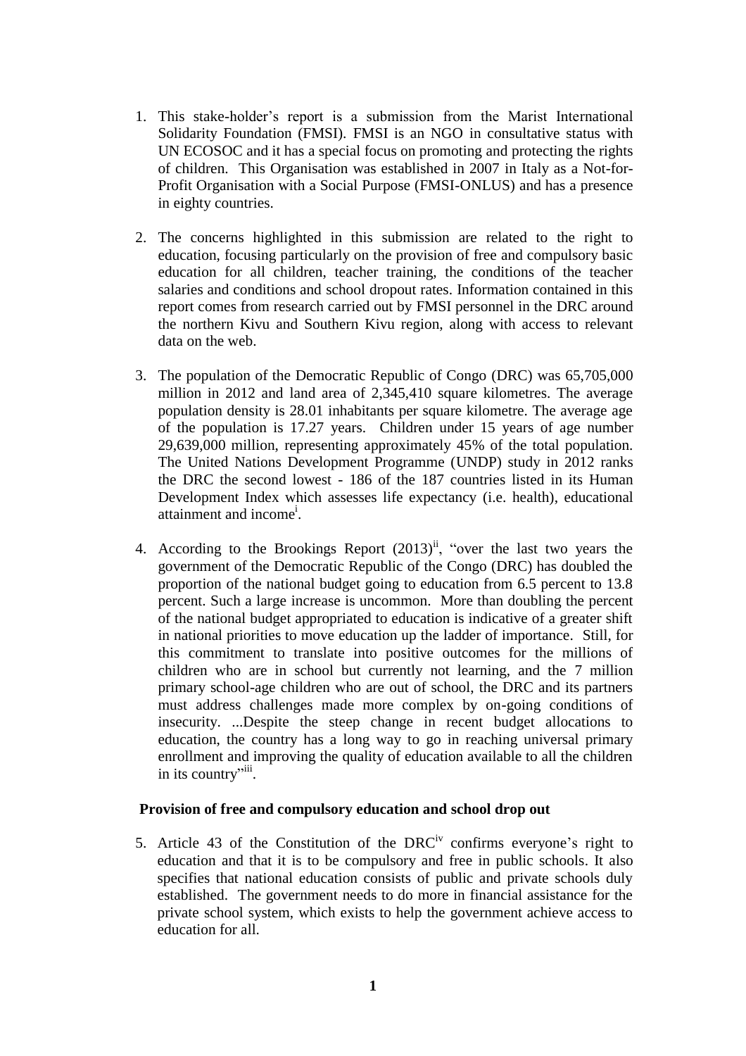1. This stake-holder's report is a submission from the Marist International Solidarity Foundation (FMSI). FMSI is an NGO in consultative status with UN ECOSOC and it has a special focus on promoting and protecting the rights of children. This Organisation was established in 2007 in Italy as a Not-for-Profit Organisation with a Social Purpose (FMSI-ONLUS) and has a presence in eighty countries.

2. The concerns highlighted in this submission are related to the right to education, focusing particularly on the provision of free and compulsory basic education for all children, teacher training, the conditions of the teacher salaries and conditions and school dropout rates. Information contained in this report comes from research carried out by FMSI personnel in the DRC around the northern Kivu and Southern Kivu region, along with access to relevant data on the web.

3. The population of the Democratic Republic of Congo (DRC) was 65,705,000 million in 2012 and land area of 2,345,410 square kilometres. The average population density is 28.01 inhabitants per square kilometre. The average age of the population is 17.27 years. Children under 15 years of age number 29,639,000 million, representing approximately 45% of the total population. The United Nations Development Programme (UNDP) study in 2012 ranks the DRC the second lowest - 186 of the 187 countries listed in its Human Development Index which assesses life expectancy (i.e. health), educational attainment and income[i].

4. According to the Brookings Report (2013)[ii], "over the last two years the government of the Democratic Republic of the Congo (DRC) has doubled the proportion of the national budget going to education from 6.5 percent to 13.8 percent. Such a large increase is uncommon. More than doubling the percent of the national budget appropriated to education is indicative of a greater shift in national priorities to move education up the ladder of importance. Still, for this commitment to translate into positive outcomes for the millions of children who are in school but currently not learning, and the 7 million primary school-age children who are out of school, the DRC and its partners must address challenges made more complex by on-going conditions of insecurity. ...Despite the steep change in recent budget allocations to education, the country has a long way to go in reaching universal primary enrollment and improving the quality of education available to all the children in its country"[iii].

**Provision of free and compulsory education and school drop out**

5. Article 43 of the Constitution of the DRC[iv] confirms everyone's right to education and that it is to be compulsory and free in public schools. It also specifies that national education consists of public and private schools duly established. The government needs to do more in financial assistance for the private school system, which exists to help the government achieve access to education for all.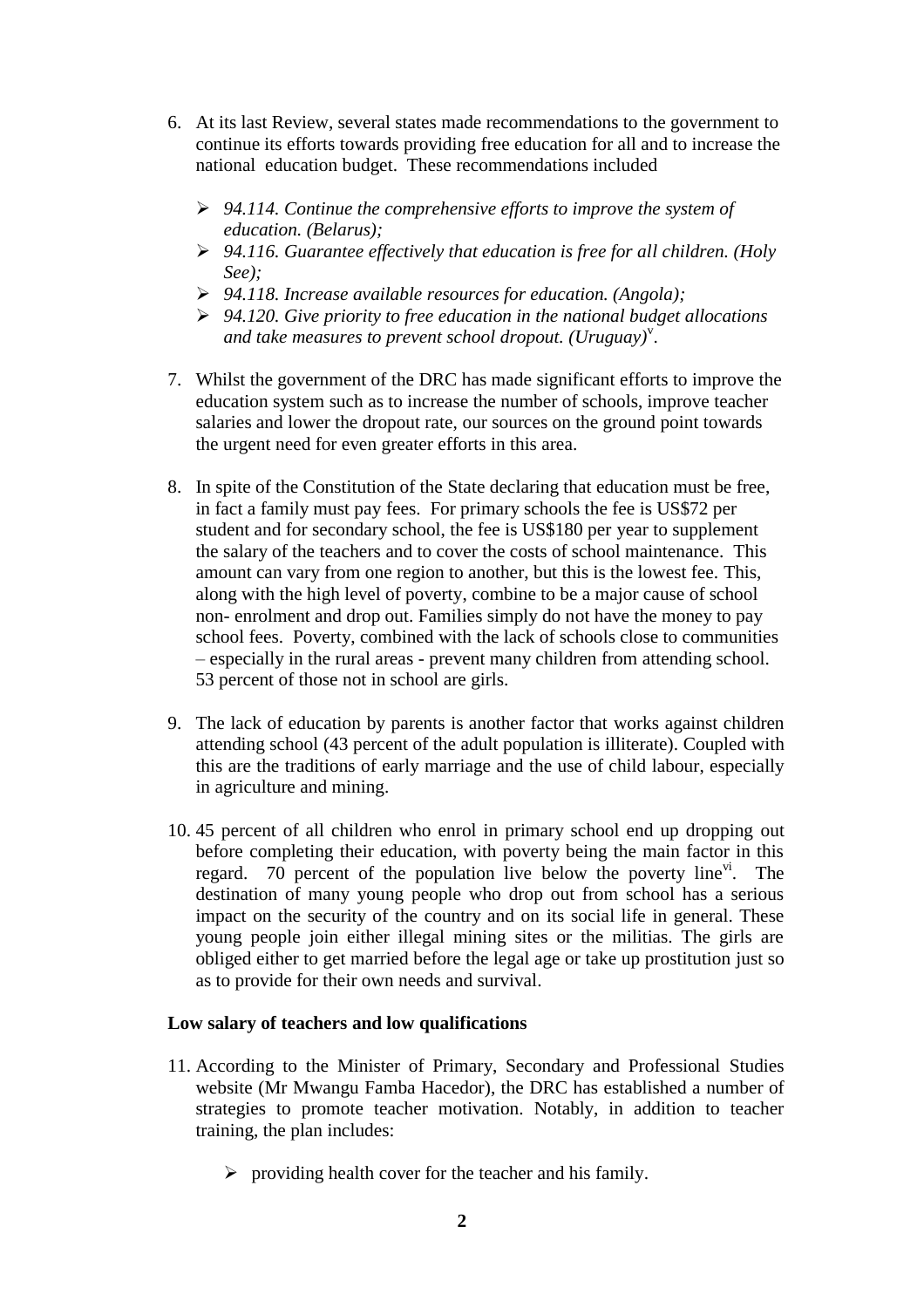6. At its last Review, several states made recommendations to the government to continue its efforts towards providing free education for all and to increase the national education budget. These recommendations included

   - *94.114. Continue the comprehensive efforts to improve the system of education. (Belarus);*
   - *94.116. Guarantee effectively that education is free for all children. (Holy See);*
   - *94.118. Increase available resources for education. (Angola);*
   - *94.120. Give priority to free education in the national budget allocations and take measures to prevent school dropout. (Uruguay)*[v].

7. Whilst the government of the DRC has made significant efforts to improve the education system such as to increase the number of schools, improve teacher salaries and lower the dropout rate, our sources on the ground point towards the urgent need for even greater efforts in this area.

8. In spite of the Constitution of the State declaring that education must be free, in fact a family must pay fees. For primary schools the fee is US$72 per student and for secondary school, the fee is US$180 per year to supplement the salary of the teachers and to cover the costs of school maintenance. This amount can vary from one region to another, but this is the lowest fee. This, along with the high level of poverty, combine to be a major cause of school non- enrolment and drop out. Families simply do not have the money to pay school fees. Poverty, combined with the lack of schools close to communities – especially in the rural areas - prevent many children from attending school. 53 percent of those not in school are girls.

9. The lack of education by parents is another factor that works against children attending school (43 percent of the adult population is illiterate). Coupled with this are the traditions of early marriage and the use of child labour, especially in agriculture and mining.

10. 45 percent of all children who enrol in primary school end up dropping out before completing their education, with poverty being the main factor in this regard. 70 percent of the population live below the poverty line[vi]. The destination of many young people who drop out from school has a serious impact on the security of the country and on its social life in general. These young people join either illegal mining sites or the militias. The girls are obliged either to get married before the legal age or take up prostitution just so as to provide for their own needs and survival.

**Low salary of teachers and low qualifications**

11. According to the Minister of Primary, Secondary and Professional Studies website (Mr Mwangu Famba Hacedor), the DRC has established a number of strategies to promote teacher motivation. Notably, in addition to teacher training, the plan includes:

   - providing health cover for the teacher and his family.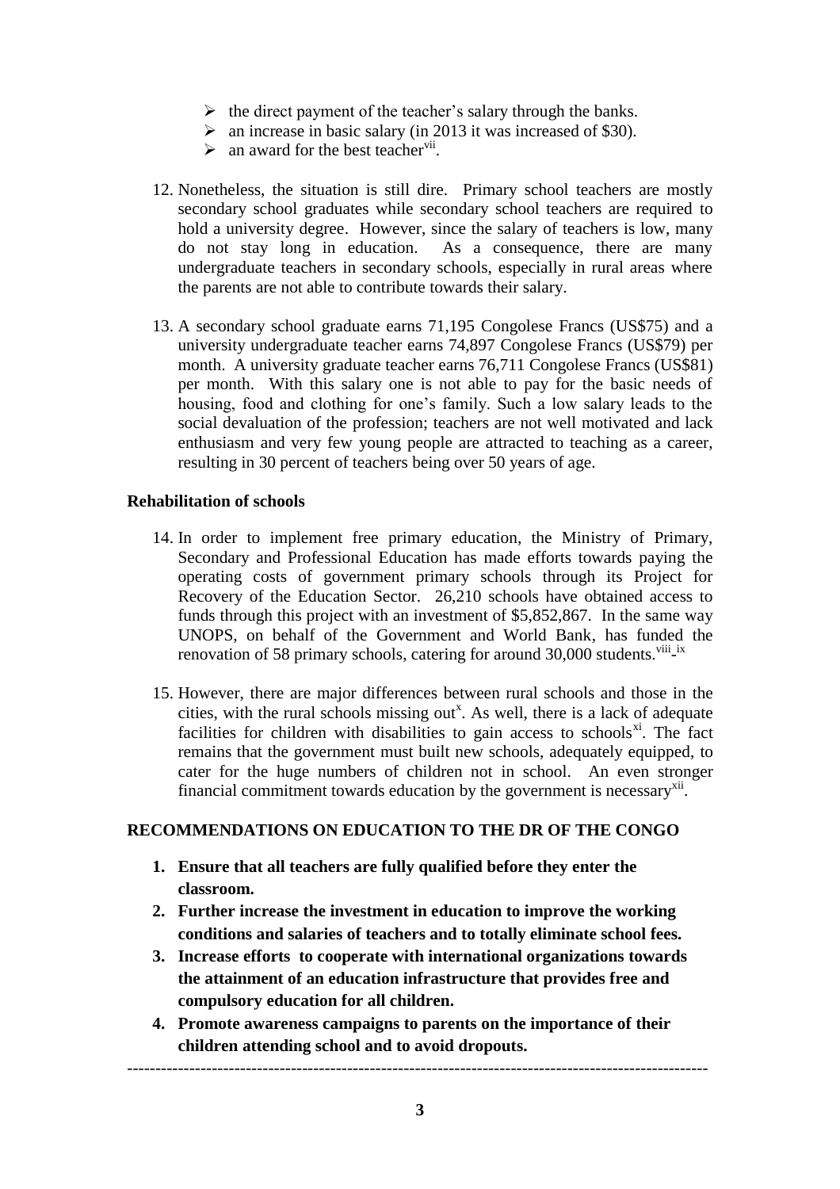- the direct payment of the teacher's salary through the banks.
- an increase in basic salary (in 2013 it was increased of $30).
- an award for the best teacher[vii].

12. Nonetheless, the situation is still dire. Primary school teachers are mostly secondary school graduates while secondary school teachers are required to hold a university degree. However, since the salary of teachers is low, many do not stay long in education. As a consequence, there are many undergraduate teachers in secondary schools, especially in rural areas where the parents are not able to contribute towards their salary.

13. A secondary school graduate earns 71,195 Congolese Francs (US$75) and a university undergraduate teacher earns 74,897 Congolese Francs (US$79) per month. A university graduate teacher earns 76,711 Congolese Francs (US$81) per month. With this salary one is not able to pay for the basic needs of housing, food and clothing for one's family. Such a low salary leads to the social devaluation of the profession; teachers are not well motivated and lack enthusiasm and very few young people are attracted to teaching as a career, resulting in 30 percent of teachers being over 50 years of age.

**Rehabilitation of schools**

14. In order to implement free primary education, the Ministry of Primary, Secondary and Professional Education has made efforts towards paying the operating costs of government primary schools through its Project for Recovery of the Education Sector. 26,210 schools have obtained access to funds through this project with an investment of $5,852,867. In the same way UNOPS, on behalf of the Government and World Bank, has funded the renovation of 58 primary schools, catering for around 30,000 students.[viii]-[ix]

15. However, there are major differences between rural schools and those in the cities, with the rural schools missing out[x]. As well, there is a lack of adequate facilities for children with disabilities to gain access to schools[xi]. The fact remains that the government must built new schools, adequately equipped, to cater for the huge numbers of children not in school. An even stronger financial commitment towards education by the government is necessary[xii].

**RECOMMENDATIONS ON EDUCATION TO THE DR OF THE CONGO**

1. **Ensure that all teachers are fully qualified before they enter the classroom.**
2. **Further increase the investment in education to improve the working conditions and salaries of teachers and to totally eliminate school fees.**
3. **Increase efforts to cooperate with international organizations towards the attainment of an education infrastructure that provides free and compulsory education for all children.**
4. **Promote awareness campaigns to parents on the importance of their children attending school and to avoid dropouts.**

---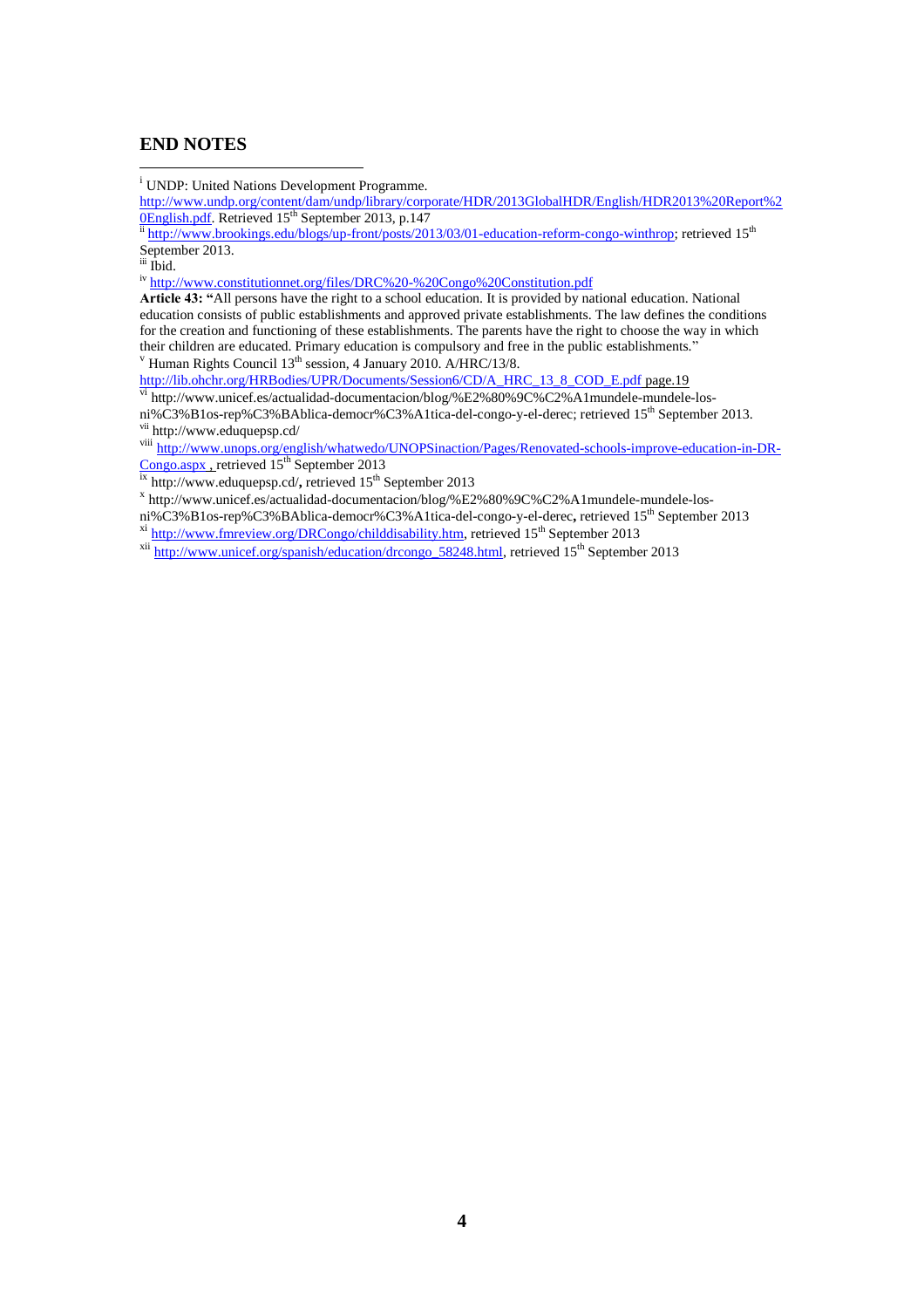## END NOTES

[i] UNDP: United Nations Development Programme. http://www.undp.org/content/dam/undp/library/corporate/HDR/2013GlobalHDR/English/HDR2013%20Report%20English.pdf. Retrieved 15th September 2013, p.147

[ii] http://www.brookings.edu/blogs/up-front/posts/2013/03/01-education-reform-congo-winthrop; retrieved 15th September 2013.

[iii] Ibid.

[iv] http://www.constitutionnet.org/files/DRC%20-%20Congo%20Constitution.pdf

**Article 43: "**All persons have the right to a school education. It is provided by national education. National education consists of public establishments and approved private establishments. The law defines the conditions for the creation and functioning of these establishments. The parents have the right to choose the way in which their children are educated. Primary education is compulsory and free in the public establishments."

[v] Human Rights Council 13th session, 4 January 2010. A/HRC/13/8. http://lib.ohchr.org/HRBodies/UPR/Documents/Session6/CD/A_HRC_13_8_COD_E.pdf page.19

[vi] http://www.unicef.es/actualidad-documentacion/blog/%E2%80%9C%C2%A1mundele-mundele-los-ni%C3%B1os-rep%C3%BAblica-democr%C3%A1tica-del-congo-y-el-derec; retrieved 15th September 2013.

[vii] http://www.eduquepsp.cd/

[viii] http://www.unops.org/english/whatwedo/UNOPSinaction/Pages/Renovated-schools-improve-education-in-DR-Congo.aspx , retrieved 15th September 2013

[ix] http://www.eduquepsp.cd/**,** retrieved 15th September 2013

[x] http://www.unicef.es/actualidad-documentacion/blog/%E2%80%9C%C2%A1mundele-mundele-los-ni%C3%B1os-rep%C3%BAblica-democr%C3%A1tica-del-congo-y-el-derec**,** retrieved 15th September 2013

[xi] http://www.fmreview.org/DRCongo/childdisability.htm, retrieved 15th September 2013

[xii] http://www.unicef.org/spanish/education/drcongo_58248.html, retrieved 15th September 2013